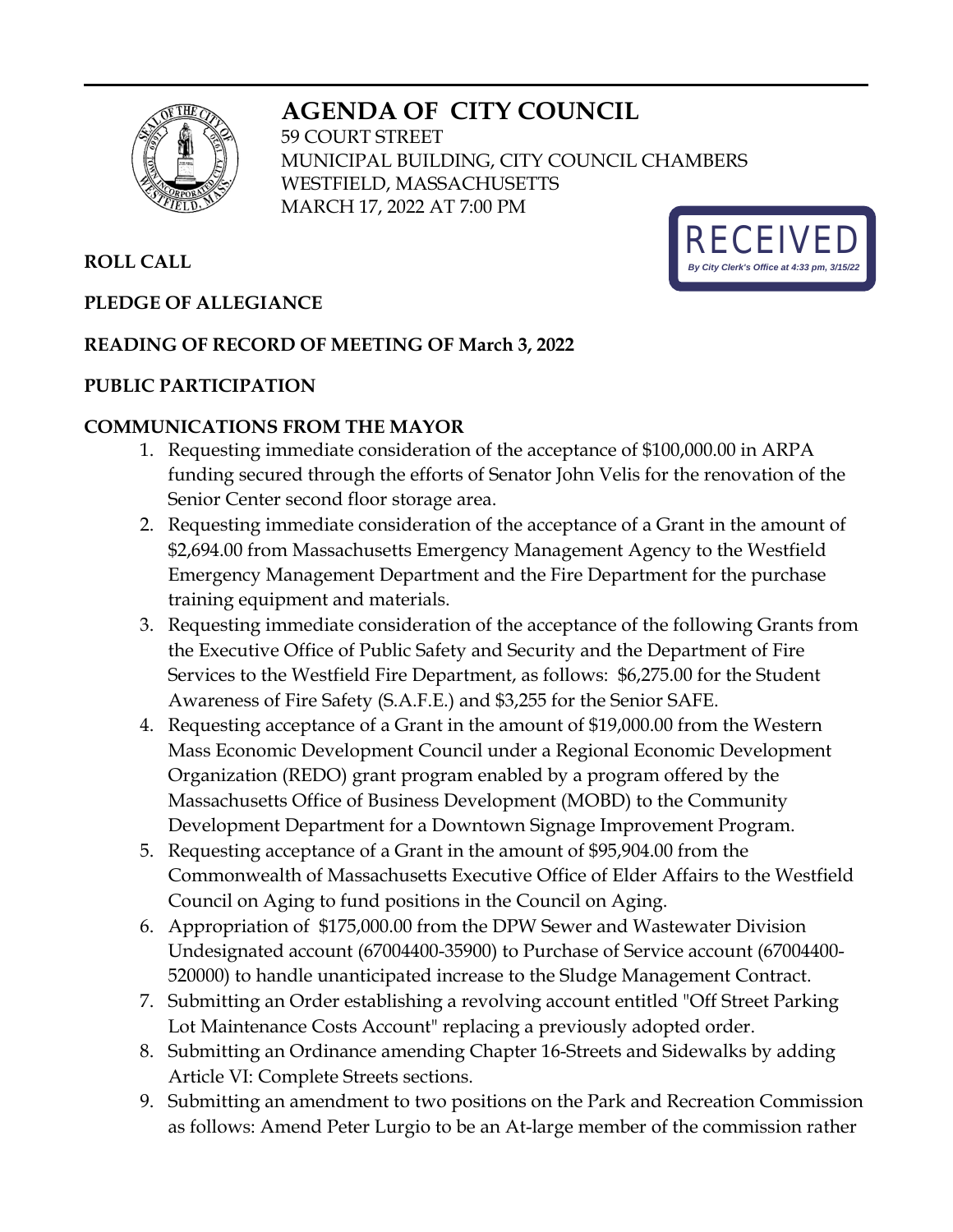# AGENDA OF CITY COUNCIL

59 COURT STREET
MUNICIPAL BUILDING, CITY COUNCIL CHAMBERS
WESTFIELD, MASSACHUSETTS
MARCH 17, 2022 AT 7:00 PM

RECEIVED
*By City Clerk's Office at 4:33 pm, 3/15/22*

**ROLL CALL**

**PLEDGE OF ALLEGIANCE**

**READING OF RECORD OF MEETING OF March 3, 2022**

**PUBLIC PARTICIPATION**

**COMMUNICATIONS FROM THE MAYOR**

1. Requesting immediate consideration of the acceptance of $100,000.00 in ARPA funding secured through the efforts of Senator John Velis for the renovation of the Senior Center second floor storage area.
2. Requesting immediate consideration of the acceptance of a Grant in the amount of $2,694.00 from Massachusetts Emergency Management Agency to the Westfield Emergency Management Department and the Fire Department for the purchase training equipment and materials.
3. Requesting immediate consideration of the acceptance of the following Grants from the Executive Office of Public Safety and Security and the Department of Fire Services to the Westfield Fire Department, as follows: $6,275.00 for the Student Awareness of Fire Safety (S.A.F.E.) and $3,255 for the Senior SAFE.
4. Requesting acceptance of a Grant in the amount of $19,000.00 from the Western Mass Economic Development Council under a Regional Economic Development Organization (REDO) grant program enabled by a program offered by the Massachusetts Office of Business Development (MOBD) to the Community Development Department for a Downtown Signage Improvement Program.
5. Requesting acceptance of a Grant in the amount of $95,904.00 from the Commonwealth of Massachusetts Executive Office of Elder Affairs to the Westfield Council on Aging to fund positions in the Council on Aging.
6. Appropriation of $175,000.00 from the DPW Sewer and Wastewater Division Undesignated account (67004400-35900) to Purchase of Service account (67004400-520000) to handle unanticipated increase to the Sludge Management Contract.
7. Submitting an Order establishing a revolving account entitled "Off Street Parking Lot Maintenance Costs Account" replacing a previously adopted order.
8. Submitting an Ordinance amending Chapter 16-Streets and Sidewalks by adding Article VI: Complete Streets sections.
9. Submitting an amendment to two positions on the Park and Recreation Commission as follows: Amend Peter Lurgio to be an At-large member of the commission rather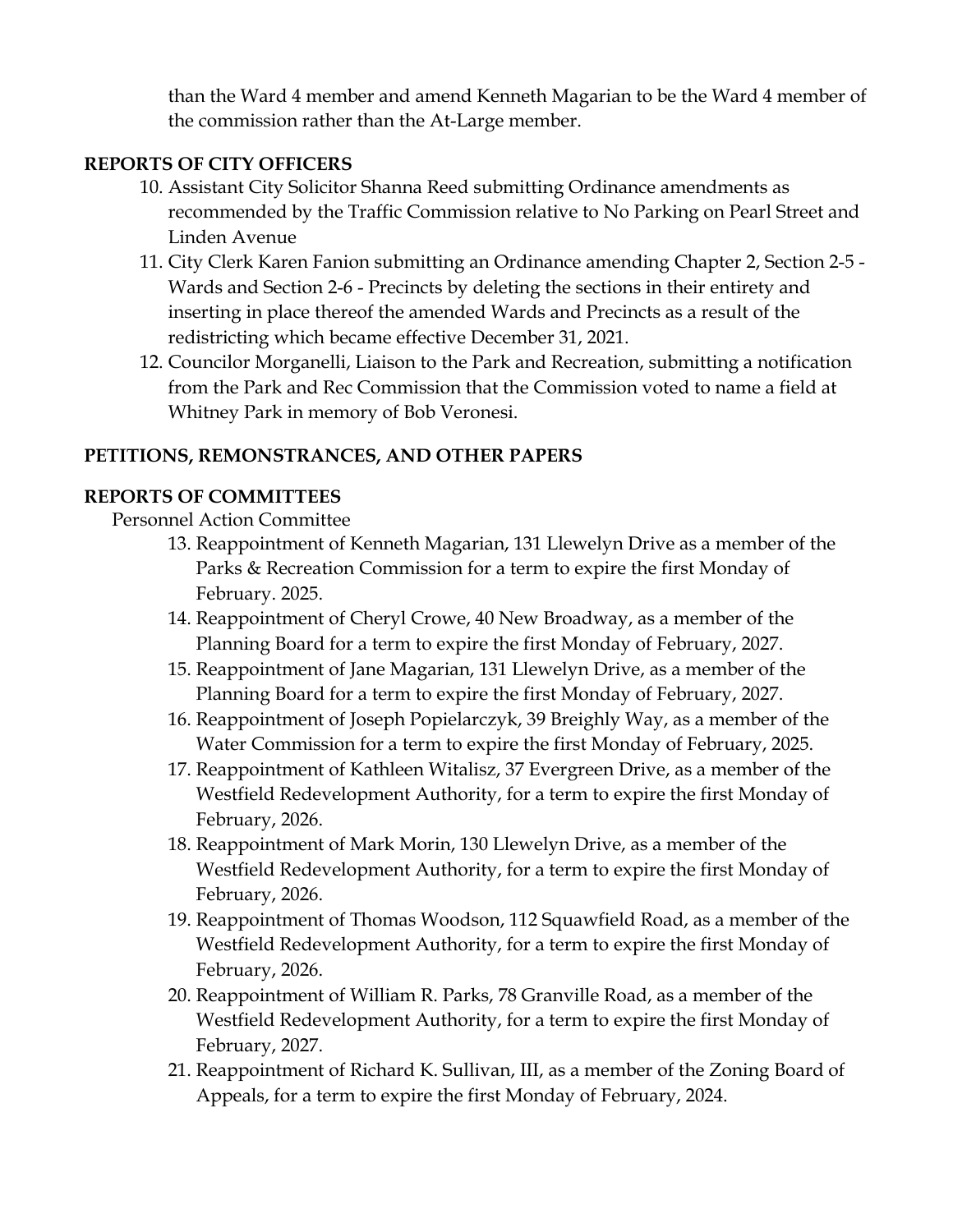than the Ward 4 member and amend Kenneth Magarian to be the Ward 4 member of the commission rather than the At-Large member.

**REPORTS OF CITY OFFICERS**

10. Assistant City Solicitor Shanna Reed submitting Ordinance amendments as recommended by the Traffic Commission relative to No Parking on Pearl Street and Linden Avenue
11. City Clerk Karen Fanion submitting an Ordinance amending Chapter 2, Section 2-5 - Wards and Section 2-6 - Precincts by deleting the sections in their entirety and inserting in place thereof the amended Wards and Precincts as a result of the redistricting which became effective December 31, 2021.
12. Councilor Morganelli, Liaison to the Park and Recreation, submitting a notification from the Park and Rec Commission that the Commission voted to name a field at Whitney Park in memory of Bob Veronesi.

**PETITIONS, REMONSTRANCES, AND OTHER PAPERS**

**REPORTS OF COMMITTEES**

Personnel Action Committee

13. Reappointment of Kenneth Magarian, 131 Llewelyn Drive as a member of the Parks & Recreation Commission for a term to expire the first Monday of February. 2025.
14. Reappointment of Cheryl Crowe, 40 New Broadway, as a member of the Planning Board for a term to expire the first Monday of February, 2027.
15. Reappointment of Jane Magarian, 131 Llewelyn Drive, as a member of the Planning Board for a term to expire the first Monday of February, 2027.
16. Reappointment of Joseph Popielarczyk, 39 Breighly Way, as a member of the Water Commission for a term to expire the first Monday of February, 2025.
17. Reappointment of Kathleen Witalisz, 37 Evergreen Drive, as a member of the Westfield Redevelopment Authority, for a term to expire the first Monday of February, 2026.
18. Reappointment of Mark Morin, 130 Llewelyn Drive, as a member of the Westfield Redevelopment Authority, for a term to expire the first Monday of February, 2026.
19. Reappointment of Thomas Woodson, 112 Squawfield Road, as a member of the Westfield Redevelopment Authority, for a term to expire the first Monday of February, 2026.
20. Reappointment of William R. Parks, 78 Granville Road, as a member of the Westfield Redevelopment Authority, for a term to expire the first Monday of February, 2027.
21. Reappointment of Richard K. Sullivan, III, as a member of the Zoning Board of Appeals, for a term to expire the first Monday of February, 2024.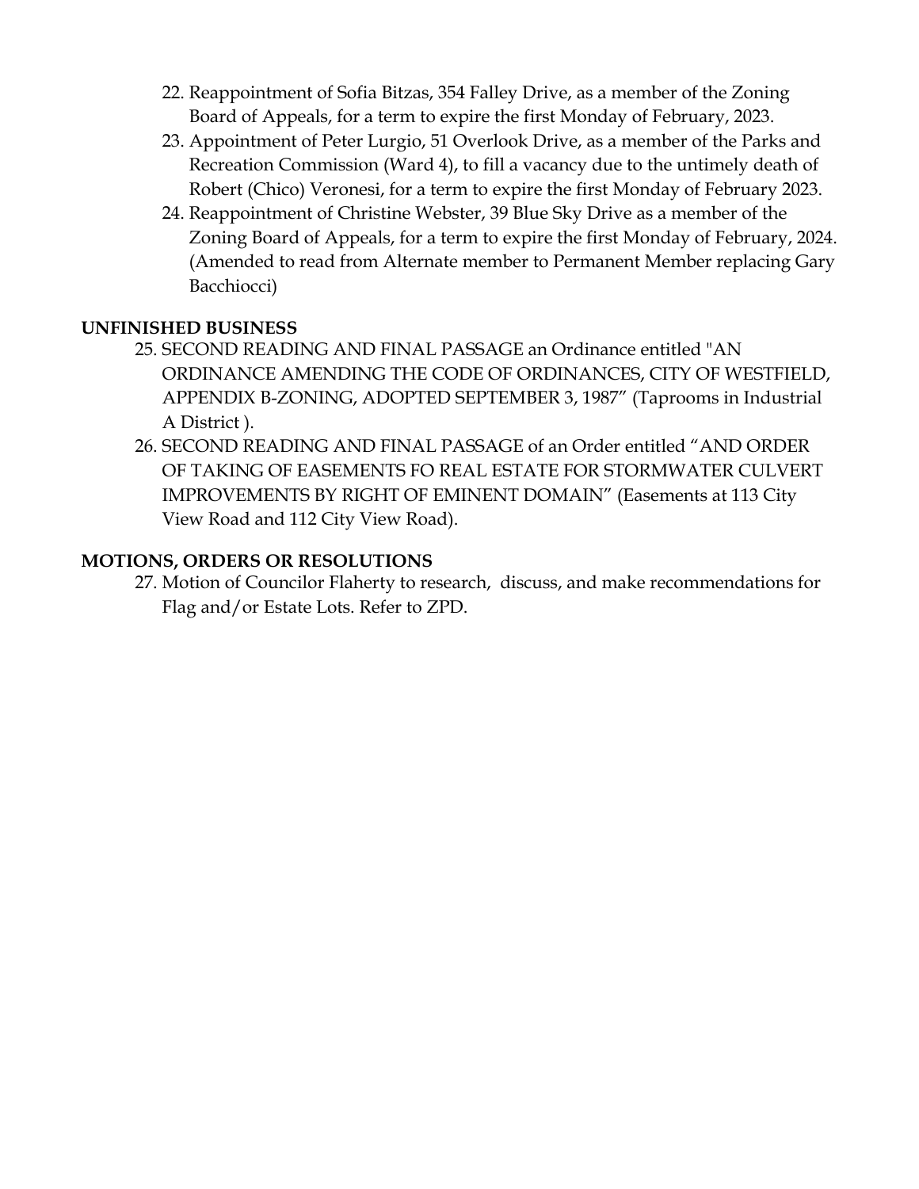22. Reappointment of Sofia Bitzas, 354 Falley Drive, as a member of the Zoning Board of Appeals, for a term to expire the first Monday of February, 2023.
23. Appointment of Peter Lurgio, 51 Overlook Drive, as a member of the Parks and Recreation Commission (Ward 4), to fill a vacancy due to the untimely death of Robert (Chico) Veronesi, for a term to expire the first Monday of February 2023.
24. Reappointment of Christine Webster, 39 Blue Sky Drive as a member of the Zoning Board of Appeals, for a term to expire the first Monday of February, 2024. (Amended to read from Alternate member to Permanent Member replacing Gary Bacchiocci)

**UNFINISHED BUSINESS**

25. SECOND READING AND FINAL PASSAGE an Ordinance entitled "AN ORDINANCE AMENDING THE CODE OF ORDINANCES, CITY OF WESTFIELD, APPENDIX B-ZONING, ADOPTED SEPTEMBER 3, 1987" (Taprooms in Industrial A District ).
26. SECOND READING AND FINAL PASSAGE of an Order entitled "AND ORDER OF TAKING OF EASEMENTS FO REAL ESTATE FOR STORMWATER CULVERT IMPROVEMENTS BY RIGHT OF EMINENT DOMAIN" (Easements at 113 City View Road and 112 City View Road).

**MOTIONS, ORDERS OR RESOLUTIONS**

27. Motion of Councilor Flaherty to research, discuss, and make recommendations for Flag and/or Estate Lots. Refer to ZPD.